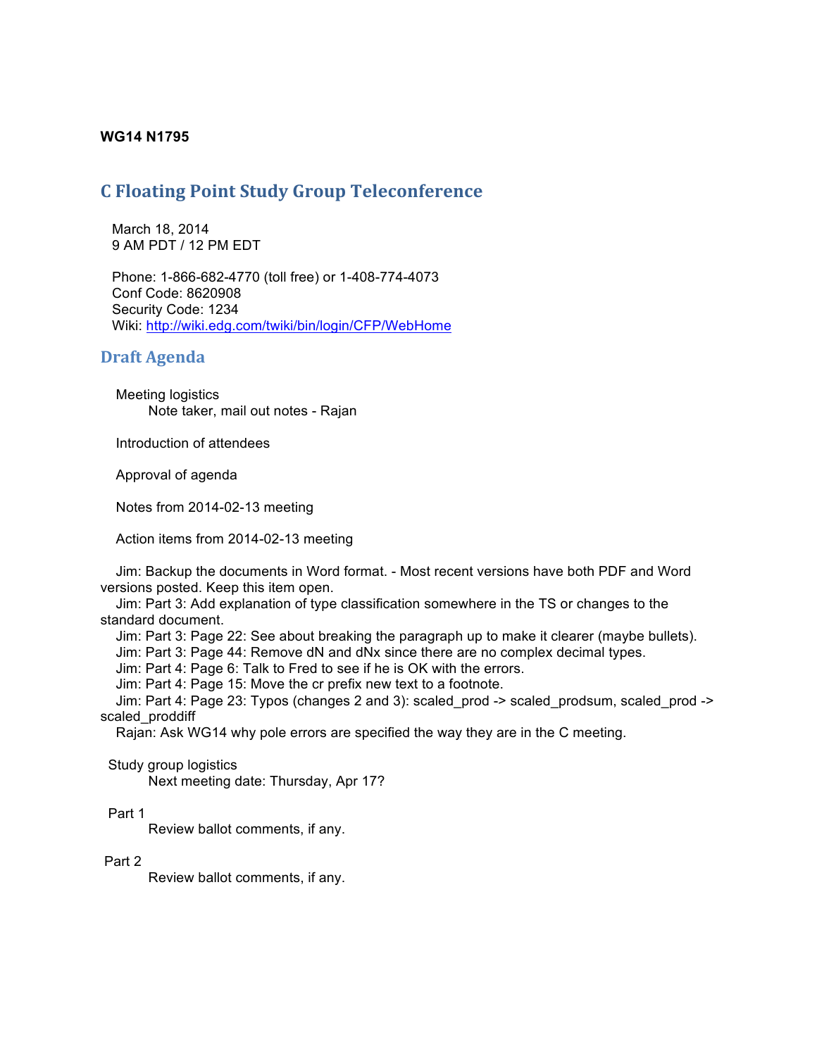**WG14 N1795**

# C Floating Point Study Group Teleconference

March 18, 2014
9 AM PDT / 12 PM EDT

Phone: 1-866-682-4770 (toll free) or 1-408-774-4073
Conf Code: 8620908
Security Code: 1234
Wiki: http://wiki.edg.com/twiki/bin/login/CFP/WebHome

## Draft Agenda

Meeting logistics
    Note taker, mail out notes - Rajan

Introduction of attendees

Approval of agenda

Notes from 2014-02-13 meeting

Action items from 2014-02-13 meeting

Jim: Backup the documents in Word format. - Most recent versions have both PDF and Word versions posted. Keep this item open.
Jim: Part 3: Add explanation of type classification somewhere in the TS or changes to the standard document.
Jim: Part 3: Page 22: See about breaking the paragraph up to make it clearer (maybe bullets).
Jim: Part 3: Page 44: Remove dN and dNx since there are no complex decimal types.
Jim: Part 4: Page 6: Talk to Fred to see if he is OK with the errors.
Jim: Part 4: Page 15: Move the cr prefix new text to a footnote.
Jim: Part 4: Page 23: Typos (changes 2 and 3): scaled_prod -> scaled_prodsum, scaled_prod -> scaled_proddiff
Rajan: Ask WG14 why pole errors are specified the way they are in the C meeting.

Study group logistics
    Next meeting date: Thursday, Apr 17?

Part 1
    Review ballot comments, if any.

Part 2
    Review ballot comments, if any.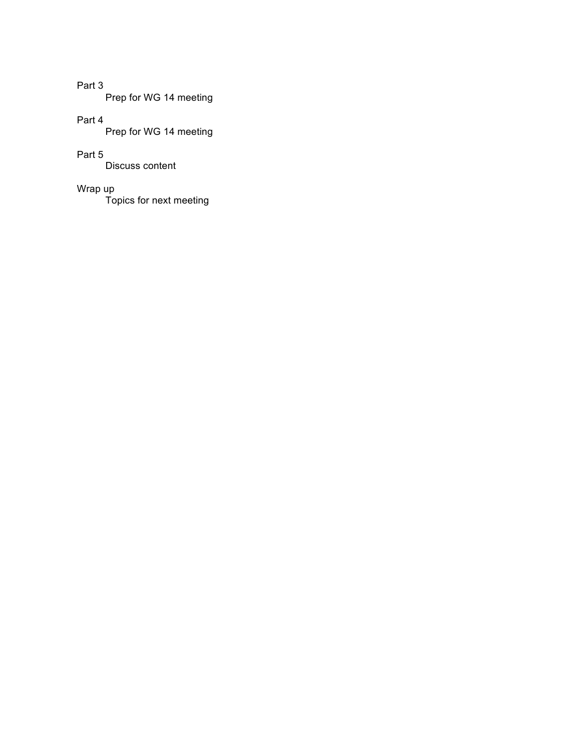Part 3

    Prep for WG 14 meeting

Part 4

    Prep for WG 14 meeting

Part 5

    Discuss content

Wrap up

    Topics for next meeting